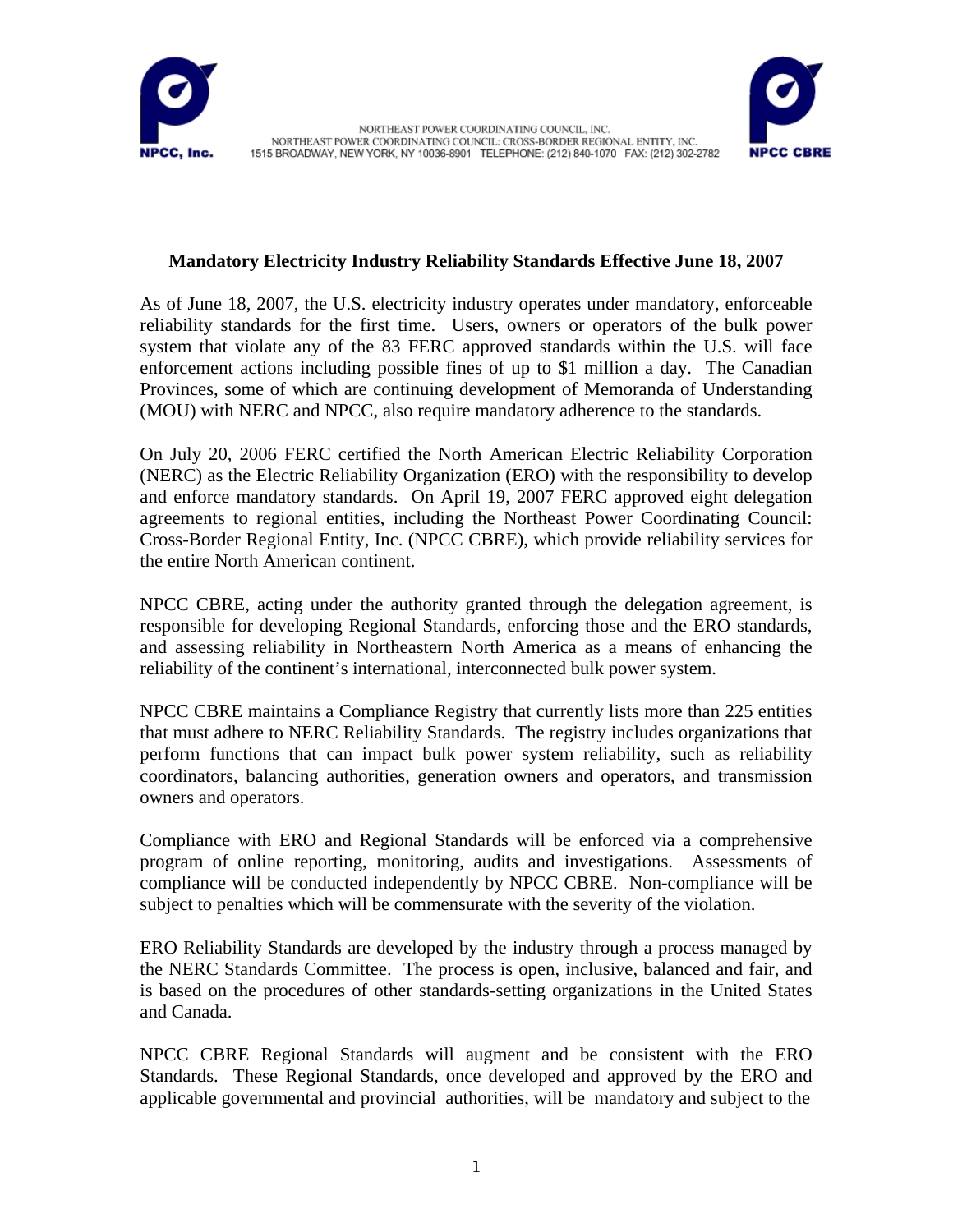NPCC, Inc.

NORTHEAST POWER COORDINATING COUNCIL, INC.
NORTHEAST POWER COORDINATING COUNCIL: CROSS-BORDER REGIONAL ENTITY, INC.
1515 BROADWAY, NEW YORK, NY 10036-8901 TELEPHONE: (212) 840-1070 FAX: (212) 302-2782

NPCC CBRE

**Mandatory Electricity Industry Reliability Standards Effective June 18, 2007**

As of June 18, 2007, the U.S. electricity industry operates under mandatory, enforceable reliability standards for the first time. Users, owners or operators of the bulk power system that violate any of the 83 FERC approved standards within the U.S. will face enforcement actions including possible fines of up to $1 million a day. The Canadian Provinces, some of which are continuing development of Memoranda of Understanding (MOU) with NERC and NPCC, also require mandatory adherence to the standards.

On July 20, 2006 FERC certified the North American Electric Reliability Corporation (NERC) as the Electric Reliability Organization (ERO) with the responsibility to develop and enforce mandatory standards. On April 19, 2007 FERC approved eight delegation agreements to regional entities, including the Northeast Power Coordinating Council: Cross-Border Regional Entity, Inc. (NPCC CBRE), which provide reliability services for the entire North American continent.

NPCC CBRE, acting under the authority granted through the delegation agreement, is responsible for developing Regional Standards, enforcing those and the ERO standards, and assessing reliability in Northeastern North America as a means of enhancing the reliability of the continent's international, interconnected bulk power system.

NPCC CBRE maintains a Compliance Registry that currently lists more than 225 entities that must adhere to NERC Reliability Standards. The registry includes organizations that perform functions that can impact bulk power system reliability, such as reliability coordinators, balancing authorities, generation owners and operators, and transmission owners and operators.

Compliance with ERO and Regional Standards will be enforced via a comprehensive program of online reporting, monitoring, audits and investigations. Assessments of compliance will be conducted independently by NPCC CBRE. Non-compliance will be subject to penalties which will be commensurate with the severity of the violation.

ERO Reliability Standards are developed by the industry through a process managed by the NERC Standards Committee. The process is open, inclusive, balanced and fair, and is based on the procedures of other standards-setting organizations in the United States and Canada.

NPCC CBRE Regional Standards will augment and be consistent with the ERO Standards. These Regional Standards, once developed and approved by the ERO and applicable governmental and provincial authorities, will be mandatory and subject to the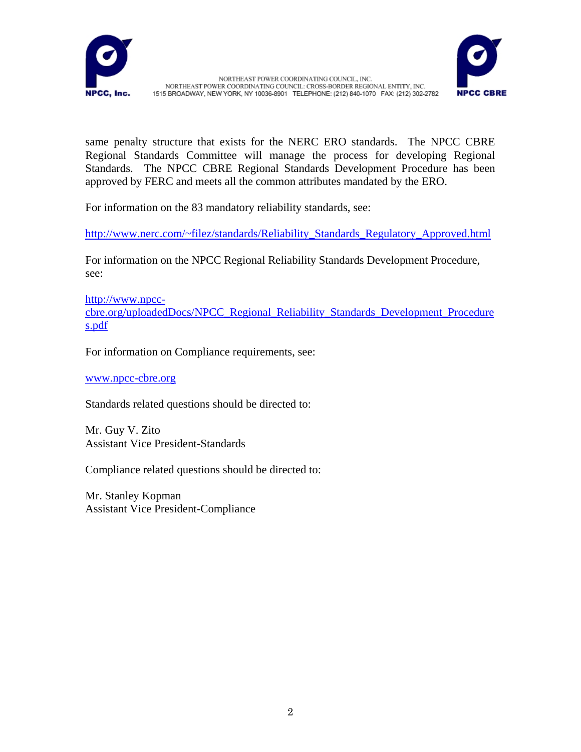same penalty structure that exists for the NERC ERO standards. The NPCC CBRE Regional Standards Committee will manage the process for developing Regional Standards. The NPCC CBRE Regional Standards Development Procedure has been approved by FERC and meets all the common attributes mandated by the ERO.

For information on the 83 mandatory reliability standards, see:

http://www.nerc.com/~filez/standards/Reliability_Standards_Regulatory_Approved.html

For information on the NPCC Regional Reliability Standards Development Procedure, see:

http://www.npcc-cbre.org/uploadedDocs/NPCC_Regional_Reliability_Standards_Development_Procedures.pdf

For information on Compliance requirements, see:

www.npcc-cbre.org

Standards related questions should be directed to:

Mr. Guy V. Zito
Assistant Vice President-Standards

Compliance related questions should be directed to:

Mr. Stanley Kopman
Assistant Vice President-Compliance